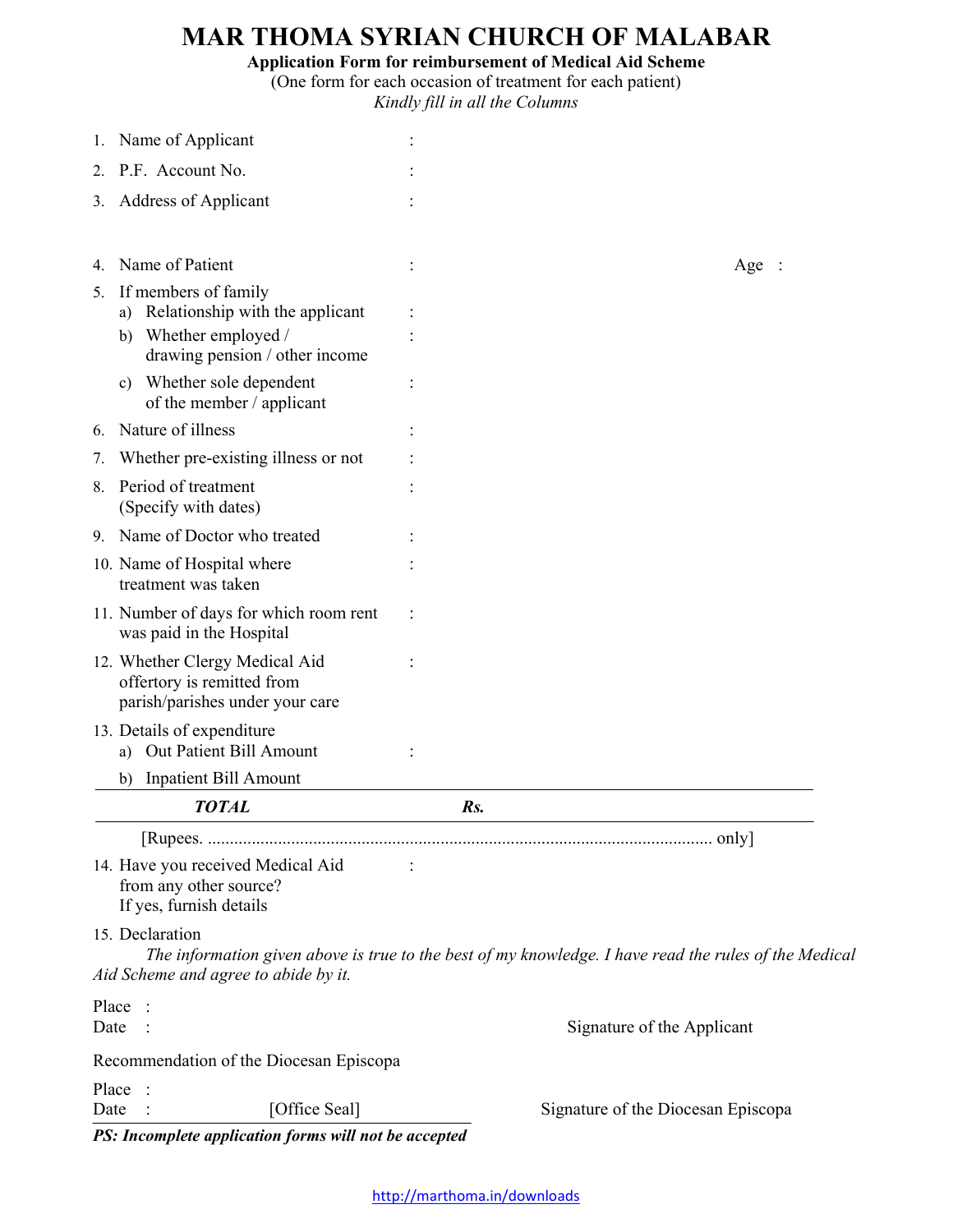# MAR THOMA SYRIAN CHURCH OF MALABAR

**Application Form for reimbursement of Medical Aid Scheme**

(One form for each occasion of treatment for each patient)

*Kindly fill in all the Columns*

1. Name of Applicant :
2. P.F. Account No. :
3. Address of Applicant :

4. Name of Patient : Age :
5. If members of family
   a) Relationship with the applicant :
   b) Whether employed / drawing pension / other income :
   c) Whether sole dependent of the member / applicant :
6. Nature of illness :
7. Whether pre-existing illness or not :
8. Period of treatment (Specify with dates) :
9. Name of Doctor who treated :
10. Name of Hospital where treatment was taken :
11. Number of days for which room rent was paid in the Hospital :
12. Whether Clergy Medical Aid offertory is remitted from parish/parishes under your care :
13. Details of expenditure
    a) Out Patient Bill Amount :
    b) Inpatient Bill Amount

***TOTAL*** ***Rs.***

[Rupees. ................................................................................................................ only]

14. Have you received Medical Aid from any other source? If yes, furnish details :
15. Declaration

*The information given above is true to the best of my knowledge. I have read the rules of the Medical Aid Scheme and agree to abide by it.*

Place :

Date : Signature of the Applicant

Recommendation of the Diocesan Episcopa

Place :

Date : [Office Seal] Signature of the Diocesan Episcopa

***PS: Incomplete application forms will not be accepted***

http://marthoma.in/downloads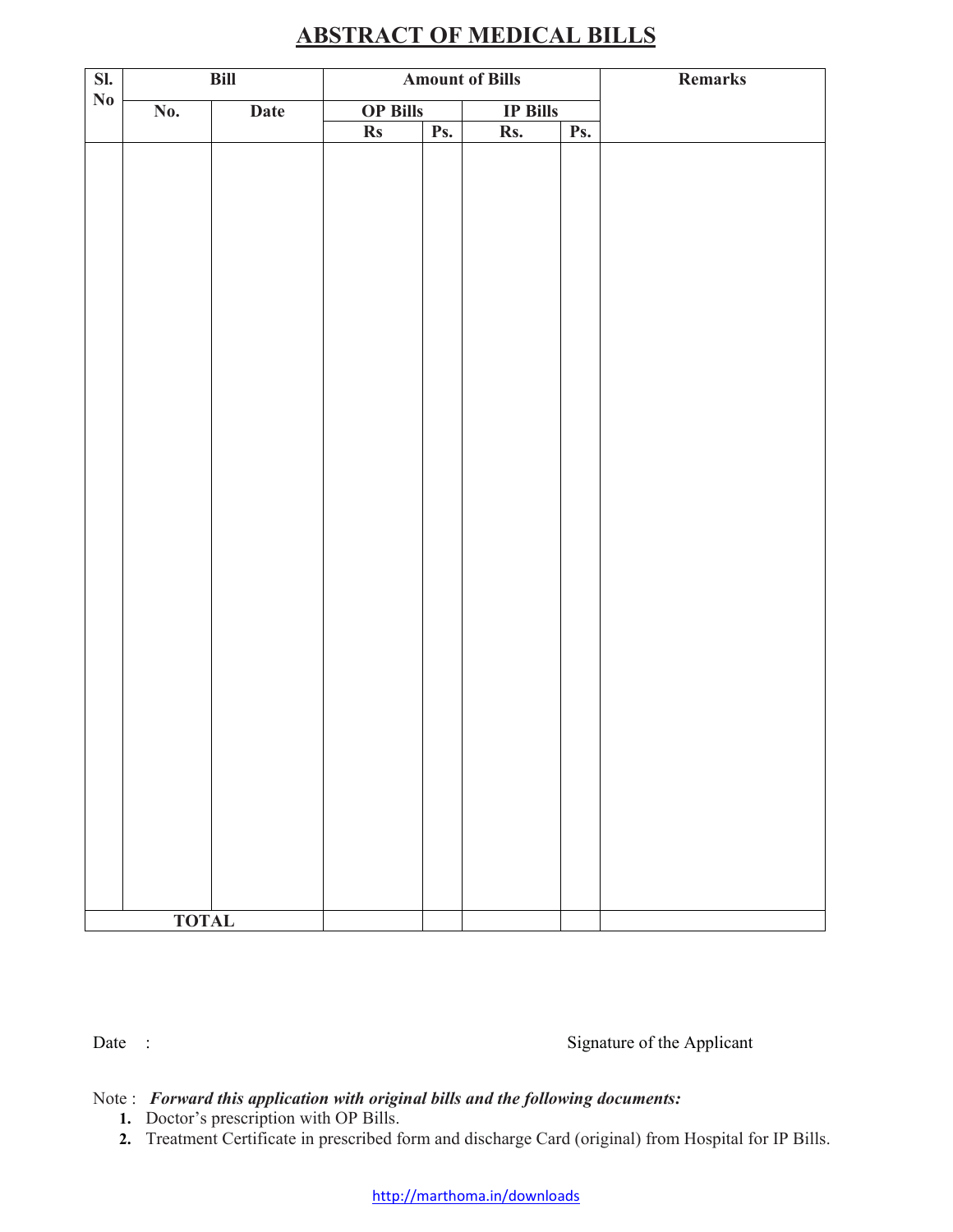# ABSTRACT OF MEDICAL BILLS

| Sl. No | Bill | | Amount of Bills | | | | Remarks |
|---|---|---|---|---|---|---|---|
| | No. | Date | OP Bills | | IP Bills | | |
| | | | Rs | Ps. | Rs. | Ps. | |
| | | | | | | | |
| TOTAL | | | | | | | |

Date :

Signature of the Applicant

Note : ***Forward this application with original bills and the following documents:***

1. Doctor's prescription with OP Bills.
2. Treatment Certificate in prescribed form and discharge Card (original) from Hospital for IP Bills.

http://marthoma.in/downloads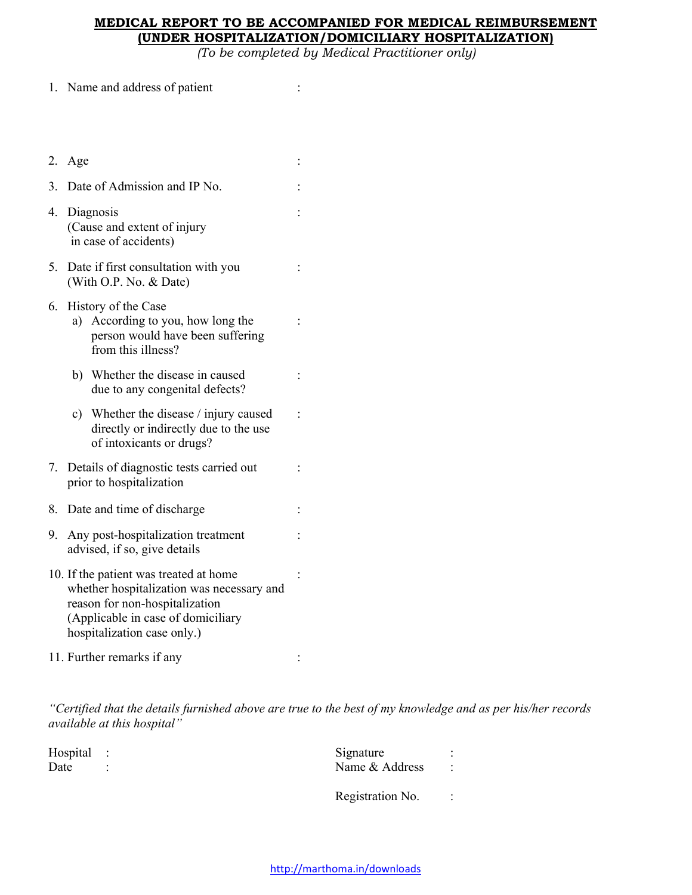# MEDICAL REPORT TO BE ACCOMPANIED FOR MEDICAL REIMBURSEMENT (UNDER HOSPITALIZATION/DOMICILIARY HOSPITALIZATION)

*(To be completed by Medical Practitioner only)*

1. Name and address of patient :

2. Age :

3. Date of Admission and IP No. :

4. Diagnosis (Cause and extent of injury in case of accidents) :

5. Date if first consultation with you (With O.P. No. & Date) :

6. History of the Case
   a) According to you, how long the person would have been suffering from this illness? :
   b) Whether the disease in caused due to any congenital defects? :
   c) Whether the disease / injury caused directly or indirectly due to the use of intoxicants or drugs? :

7. Details of diagnostic tests carried out prior to hospitalization :

8. Date and time of discharge :

9. Any post-hospitalization treatment advised, if so, give details :

10. If the patient was treated at home whether hospitalization was necessary and reason for non-hospitalization (Applicable in case of domiciliary hospitalization case only.) :

11. Further remarks if any :

*"Certified that the details furnished above are true to the best of my knowledge and as per his/her records available at this hospital"*

Hospital :
Date :

Signature :
Name & Address :

Registration No. :

http://marthoma.in/downloads